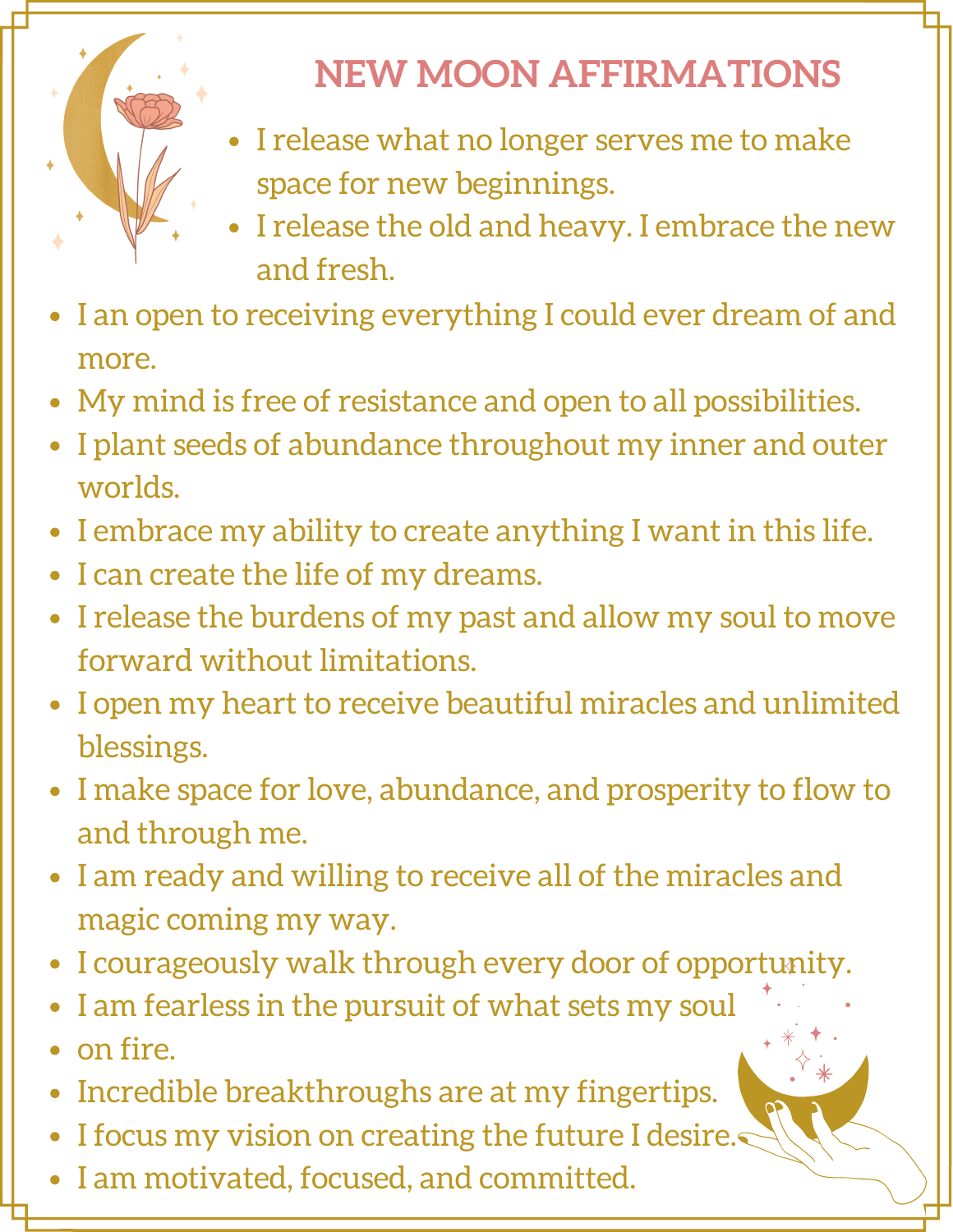# NEW MOON AFFIRMATIONS

- I release what no longer serves me to make space for new beginnings.
- I release the old and heavy. I embrace the new and fresh.
- I an open to receiving everything I could ever dream of and more.
- My mind is free of resistance and open to all possibilities.
- I plant seeds of abundance throughout my inner and outer worlds.
- I embrace my ability to create anything I want in this life.
- I can create the life of my dreams.
- I release the burdens of my past and allow my soul to move forward without limitations.
- I open my heart to receive beautiful miracles and unlimited blessings.
- I make space for love, abundance, and prosperity to flow to and through me.
- I am ready and willing to receive all of the miracles and magic coming my way.
- I courageously walk through every door of opportunity.
- I am fearless in the pursuit of what sets my soul
- on fire.
- Incredible breakthroughs are at my fingertips.
- I focus my vision on creating the future I desire.
- I am motivated, focused, and committed.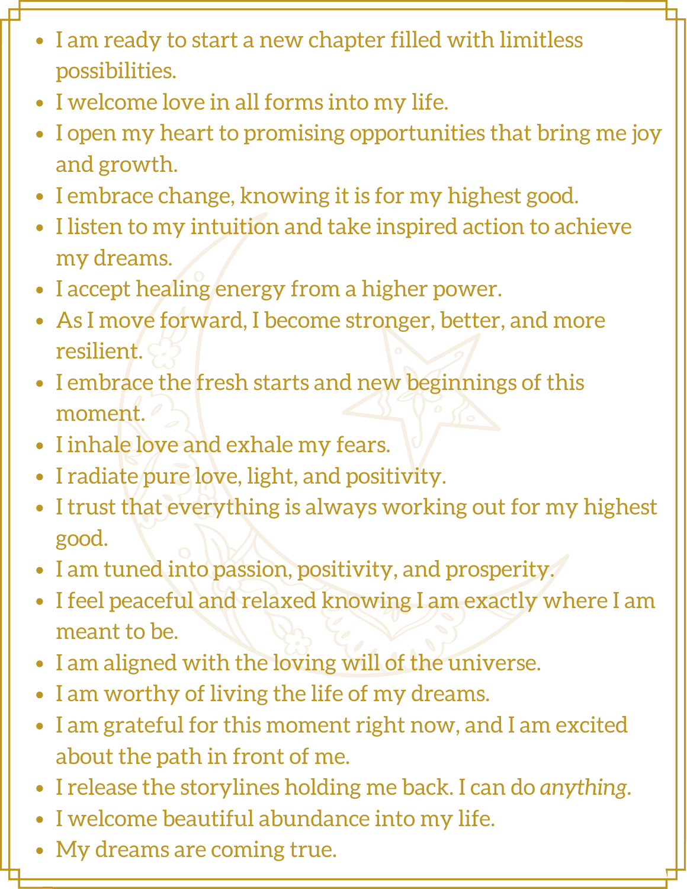- I am ready to start a new chapter filled with limitless possibilities.
- I welcome love in all forms into my life.
- I open my heart to promising opportunities that bring me joy and growth.
- I embrace change, knowing it is for my highest good.
- I listen to my intuition and take inspired action to achieve my dreams.
- I accept healing energy from a higher power.
- As I move forward, I become stronger, better, and more resilient.
- I embrace the fresh starts and new beginnings of this moment.
- I inhale love and exhale my fears.
- I radiate pure love, light, and positivity.
- I trust that everything is always working out for my highest good.
- I am tuned into passion, positivity, and prosperity.
- I feel peaceful and relaxed knowing I am exactly where I am meant to be.
- I am aligned with the loving will of the universe.
- I am worthy of living the life of my dreams.
- I am grateful for this moment right now, and I am excited about the path in front of me.
- I release the storylines holding me back. I can do *anything*.
- I welcome beautiful abundance into my life.
- My dreams are coming true.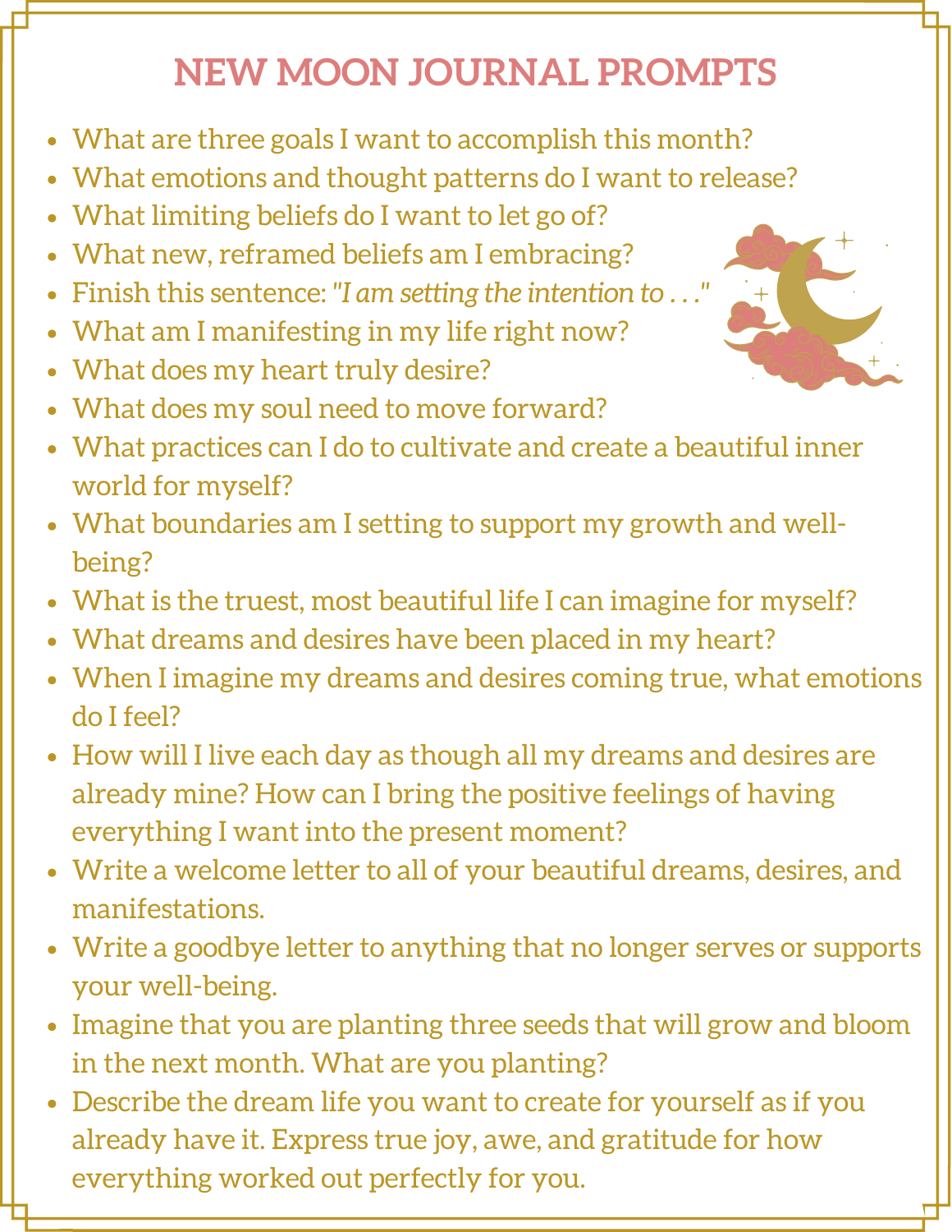# NEW MOON JOURNAL PROMPTS

- What are three goals I want to accomplish this month?
- What emotions and thought patterns do I want to release?
- What limiting beliefs do I want to let go of?
- What new, reframed beliefs am I embracing?
- Finish this sentence: *"I am setting the intention to . . ."*
- What am I manifesting in my life right now?
- What does my heart truly desire?
- What does my soul need to move forward?
- What practices can I do to cultivate and create a beautiful inner world for myself?
- What boundaries am I setting to support my growth and well-being?
- What is the truest, most beautiful life I can imagine for myself?
- What dreams and desires have been placed in my heart?
- When I imagine my dreams and desires coming true, what emotions do I feel?
- How will I live each day as though all my dreams and desires are already mine? How can I bring the positive feelings of having everything I want into the present moment?
- Write a welcome letter to all of your beautiful dreams, desires, and manifestations.
- Write a goodbye letter to anything that no longer serves or supports your well-being.
- Imagine that you are planting three seeds that will grow and bloom in the next month. What are you planting?
- Describe the dream life you want to create for yourself as if you already have it. Express true joy, awe, and gratitude for how everything worked out perfectly for you.